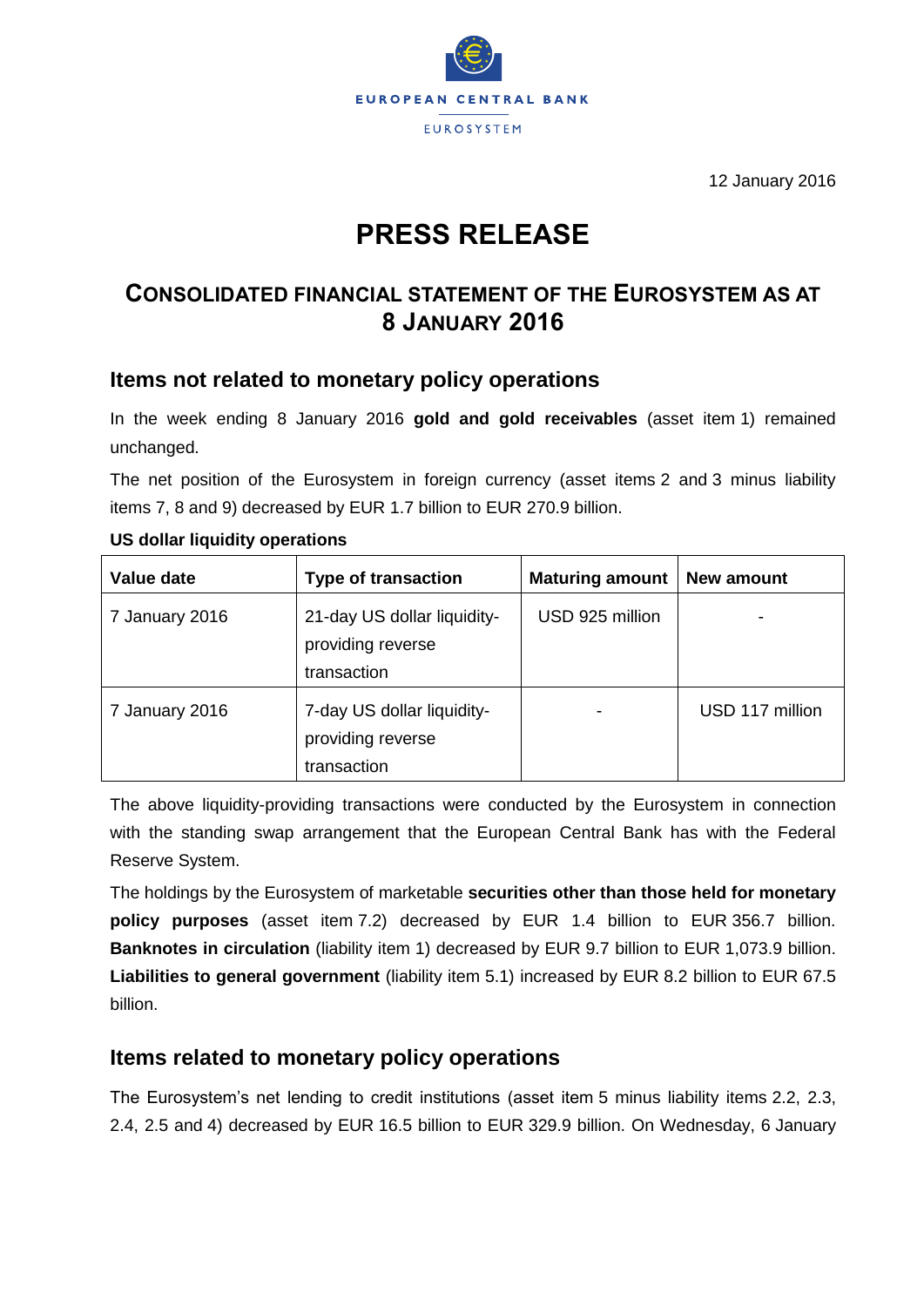EUROPEAN CENTRAL BANK

EUROSYSTEM

12 January 2016

# PRESS RELEASE

## CONSOLIDATED FINANCIAL STATEMENT OF THE EUROSYSTEM AS AT 8 JANUARY 2016

### Items not related to monetary policy operations

In the week ending 8 January 2016 **gold and gold receivables** (asset item 1) remained unchanged.

The net position of the Eurosystem in foreign currency (asset items 2 and 3 minus liability items 7, 8 and 9) decreased by EUR 1.7 billion to EUR 270.9 billion.

**US dollar liquidity operations**

| Value date | Type of transaction | Maturing amount | New amount |
|---|---|---|---|
| 7 January 2016 | 21-day US dollar liquidity-providing reverse transaction | USD 925 million | - |
| 7 January 2016 | 7-day US dollar liquidity-providing reverse transaction | - | USD 117 million |

The above liquidity-providing transactions were conducted by the Eurosystem in connection with the standing swap arrangement that the European Central Bank has with the Federal Reserve System.

The holdings by the Eurosystem of marketable **securities other than those held for monetary policy purposes** (asset item 7.2) decreased by EUR 1.4 billion to EUR 356.7 billion. **Banknotes in circulation** (liability item 1) decreased by EUR 9.7 billion to EUR 1,073.9 billion. **Liabilities to general government** (liability item 5.1) increased by EUR 8.2 billion to EUR 67.5 billion.

### Items related to monetary policy operations

The Eurosystem's net lending to credit institutions (asset item 5 minus liability items 2.2, 2.3, 2.4, 2.5 and 4) decreased by EUR 16.5 billion to EUR 329.9 billion. On Wednesday, 6 January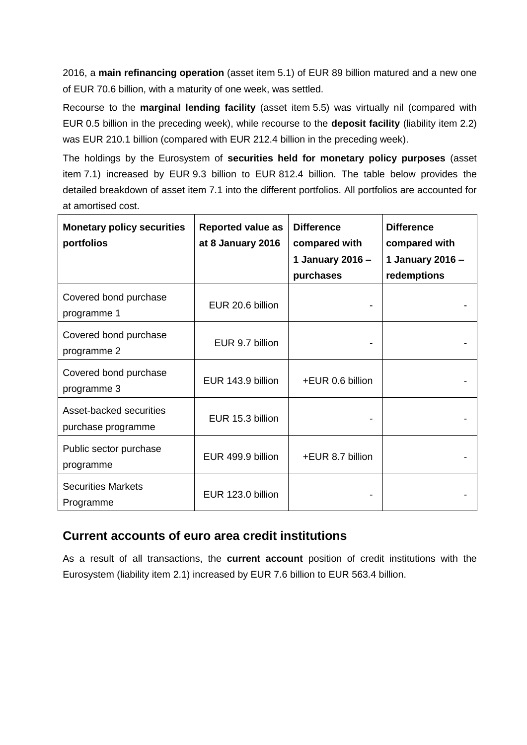2016, a **main refinancing operation** (asset item 5.1) of EUR 89 billion matured and a new one of EUR 70.6 billion, with a maturity of one week, was settled.

Recourse to the **marginal lending facility** (asset item 5.5) was virtually nil (compared with EUR 0.5 billion in the preceding week), while recourse to the **deposit facility** (liability item 2.2) was EUR 210.1 billion (compared with EUR 212.4 billion in the preceding week).

The holdings by the Eurosystem of **securities held for monetary policy purposes** (asset item 7.1) increased by EUR 9.3 billion to EUR 812.4 billion. The table below provides the detailed breakdown of asset item 7.1 into the different portfolios. All portfolios are accounted for at amortised cost.

| **Monetary policy securities portfolios** | **Reported value as at 8 January 2016** | **Difference compared with 1 January 2016 – purchases** | **Difference compared with 1 January 2016 – redemptions** |
|---|---|---|---|
| Covered bond purchase programme 1 | EUR 20.6 billion | - | - |
| Covered bond purchase programme 2 | EUR 9.7 billion | - | - |
| Covered bond purchase programme 3 | EUR 143.9 billion | +EUR 0.6 billion | - |
| Asset-backed securities purchase programme | EUR 15.3 billion | - | - |
| Public sector purchase programme | EUR 499.9 billion | +EUR 8.7 billion | - |
| Securities Markets Programme | EUR 123.0 billion | - | - |

## Current accounts of euro area credit institutions

As a result of all transactions, the **current account** position of credit institutions with the Eurosystem (liability item 2.1) increased by EUR 7.6 billion to EUR 563.4 billion.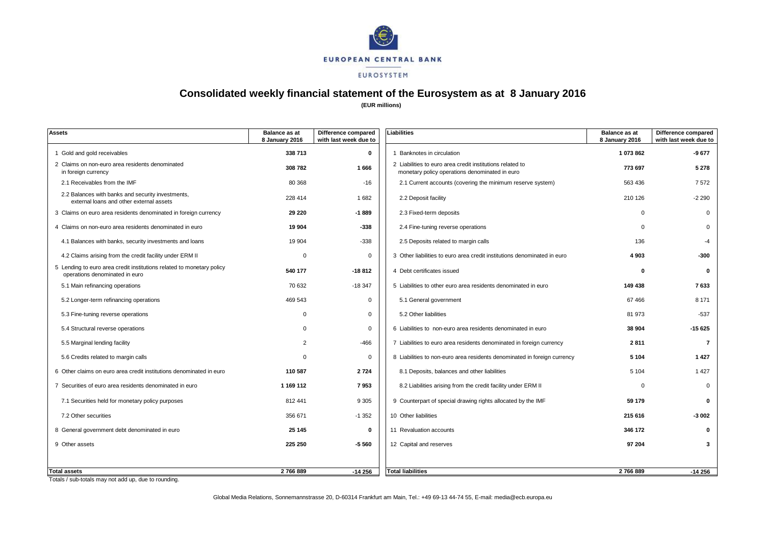EUROPEAN CENTRAL BANK

EUROSYSTEM

# Consolidated weekly financial statement of the Eurosystem as at 8 January 2016

**(EUR millions)**

| Assets | Balance as at 8 January 2016 | Difference compared with last week due to | Liabilities | Balance as at 8 January 2016 | Difference compared with last week due to |
|---|---|---|---|---|---|
| 1 Gold and gold receivables | **338 713** | **0** | 1 Banknotes in circulation | **1 073 862** | **-9 677** |
| 2 Claims on non-euro area residents denominated in foreign currency | **308 782** | **1 666** | 2 Liabilities to euro area credit institutions related to monetary policy operations denominated in euro | **773 697** | **5 278** |
| 2.1 Receivables from the IMF | 80 368 | -16 | 2.1 Current accounts (covering the minimum reserve system) | 563 436 | 7 572 |
| 2.2 Balances with banks and security investments, external loans and other external assets | 228 414 | 1 682 | 2.2 Deposit facility | 210 126 | -2 290 |
| 3 Claims on euro area residents denominated in foreign currency | **29 220** | **-1 889** | 2.3 Fixed-term deposits | 0 | 0 |
| 4 Claims on non-euro area residents denominated in euro | **19 904** | **-338** | 2.4 Fine-tuning reverse operations | 0 | 0 |
| 4.1 Balances with banks, security investments and loans | 19 904 | -338 | 2.5 Deposits related to margin calls | 136 | -4 |
| 4.2 Claims arising from the credit facility under ERM II | 0 | 0 | 3 Other liabilities to euro area credit institutions denominated in euro | **4 903** | **-300** |
| 5 Lending to euro area credit institutions related to monetary policy operations denominated in euro | **540 177** | **-18 812** | 4 Debt certificates issued | **0** | **0** |
| 5.1 Main refinancing operations | 70 632 | -18 347 | 5 Liabilities to other euro area residents denominated in euro | **149 438** | **7 633** |
| 5.2 Longer-term refinancing operations | 469 543 | 0 | 5.1 General government | 67 466 | 8 171 |
| 5.3 Fine-tuning reverse operations | 0 | 0 | 5.2 Other liabilities | 81 973 | -537 |
| 5.4 Structural reverse operations | 0 | 0 | 6 Liabilities to non-euro area residents denominated in euro | **38 904** | **-15 625** |
| 5.5 Marginal lending facility | 2 | -466 | 7 Liabilities to euro area residents denominated in foreign currency | **2 811** | **7** |
| 5.6 Credits related to margin calls | 0 | 0 | 8 Liabilities to non-euro area residents denominated in foreign currency | **5 104** | **1 427** |
| 6 Other claims on euro area credit institutions denominated in euro | **110 587** | **2 724** | 8.1 Deposits, balances and other liabilities | 5 104 | 1 427 |
| 7 Securities of euro area residents denominated in euro | **1 169 112** | **7 953** | 8.2 Liabilities arising from the credit facility under ERM II | 0 | 0 |
| 7.1 Securities held for monetary policy purposes | 812 441 | 9 305 | 9 Counterpart of special drawing rights allocated by the IMF | **59 179** | **0** |
| 7.2 Other securities | 356 671 | -1 352 | 10 Other liabilities | **215 616** | **-3 002** |
| 8 General government debt denominated in euro | **25 145** | **0** | 11 Revaluation accounts | **346 172** | **0** |
| 9 Other assets | **225 250** | **-5 560** | 12 Capital and reserves | **97 204** | **3** |
| **Total assets** | **2 766 889** | **-14 256** | **Total liabilities** | **2 766 889** | **-14 256** |

Totals / sub-totals may not add up, due to rounding.

Global Media Relations, Sonnemannstrasse 20, D-60314 Frankfurt am Main, Tel.: +49 69-13 44-74 55, E-mail: media@ecb.europa.eu